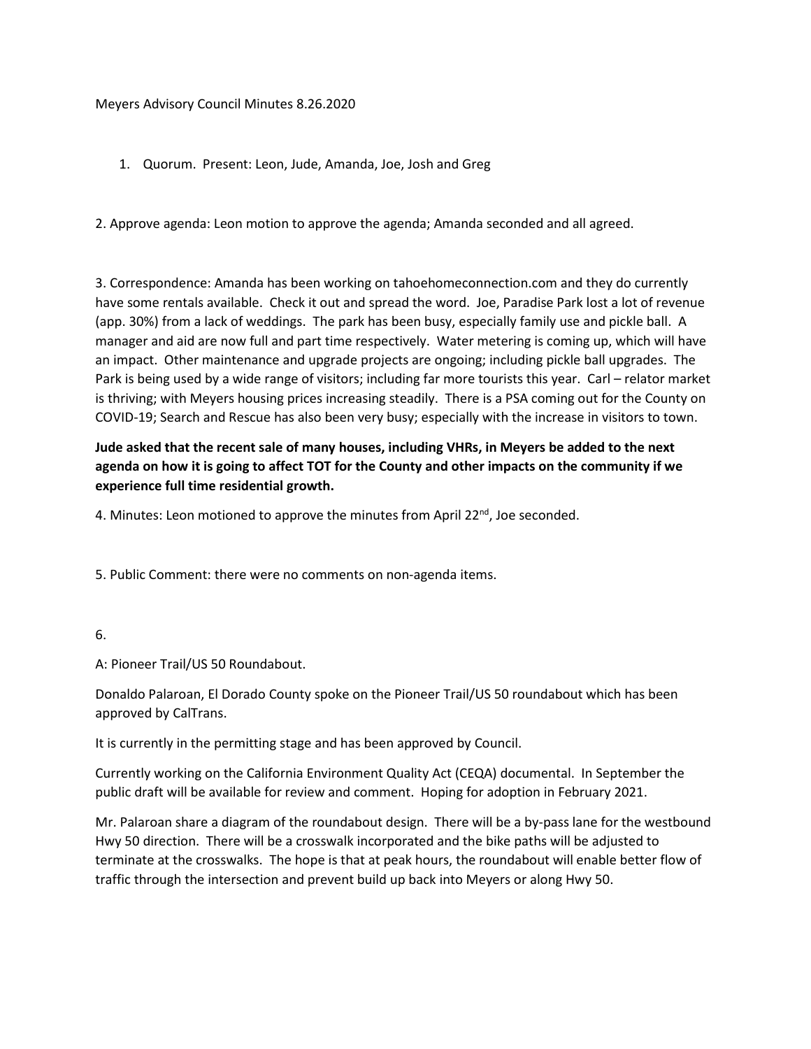Meyers Advisory Council Minutes 8.26.2020

1. Quorum. Present: Leon, Jude, Amanda, Joe, Josh and Greg

2. Approve agenda: Leon motion to approve the agenda; Amanda seconded and all agreed.

3. Correspondence: Amanda has been working on tahoehomeconnection.com and they do currently have some rentals available. Check it out and spread the word. Joe, Paradise Park lost a lot of revenue (app. 30%) from a lack of weddings. The park has been busy, especially family use and pickle ball. A manager and aid are now full and part time respectively. Water metering is coming up, which will have an impact. Other maintenance and upgrade projects are ongoing; including pickle ball upgrades. The Park is being used by a wide range of visitors; including far more tourists this year. Carl – relator market is thriving; with Meyers housing prices increasing steadily. There is a PSA coming out for the County on COVID-19; Search and Rescue has also been very busy; especially with the increase in visitors to town.

**Jude asked that the recent sale of many houses, including VHRs, in Meyers be added to the next agenda on how it is going to affect TOT for the County and other impacts on the community if we experience full time residential growth.**

4. Minutes: Leon motioned to approve the minutes from April 22nd, Joe seconded.

5. Public Comment: there were no comments on non-agenda items.

6.

A: Pioneer Trail/US 50 Roundabout.

Donaldo Palaroan, El Dorado County spoke on the Pioneer Trail/US 50 roundabout which has been approved by CalTrans.

It is currently in the permitting stage and has been approved by Council.

Currently working on the California Environment Quality Act (CEQA) documental. In September the public draft will be available for review and comment. Hoping for adoption in February 2021.

Mr. Palaroan share a diagram of the roundabout design. There will be a by-pass lane for the westbound Hwy 50 direction. There will be a crosswalk incorporated and the bike paths will be adjusted to terminate at the crosswalks. The hope is that at peak hours, the roundabout will enable better flow of traffic through the intersection and prevent build up back into Meyers or along Hwy 50.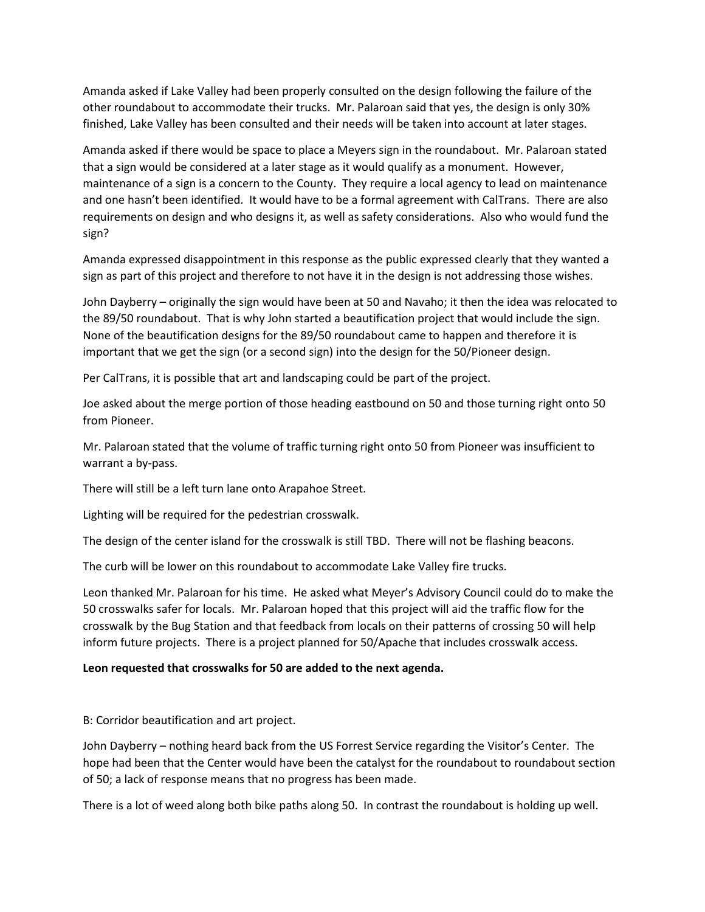Amanda asked if Lake Valley had been properly consulted on the design following the failure of the other roundabout to accommodate their trucks. Mr. Palaroan said that yes, the design is only 30% finished, Lake Valley has been consulted and their needs will be taken into account at later stages.

Amanda asked if there would be space to place a Meyers sign in the roundabout. Mr. Palaroan stated that a sign would be considered at a later stage as it would qualify as a monument. However, maintenance of a sign is a concern to the County. They require a local agency to lead on maintenance and one hasn't been identified. It would have to be a formal agreement with CalTrans. There are also requirements on design and who designs it, as well as safety considerations. Also who would fund the sign?

Amanda expressed disappointment in this response as the public expressed clearly that they wanted a sign as part of this project and therefore to not have it in the design is not addressing those wishes.

John Dayberry – originally the sign would have been at 50 and Navaho; it then the idea was relocated to the 89/50 roundabout. That is why John started a beautification project that would include the sign. None of the beautification designs for the 89/50 roundabout came to happen and therefore it is important that we get the sign (or a second sign) into the design for the 50/Pioneer design.

Per CalTrans, it is possible that art and landscaping could be part of the project.

Joe asked about the merge portion of those heading eastbound on 50 and those turning right onto 50 from Pioneer.

Mr. Palaroan stated that the volume of traffic turning right onto 50 from Pioneer was insufficient to warrant a by-pass.

There will still be a left turn lane onto Arapahoe Street.

Lighting will be required for the pedestrian crosswalk.

The design of the center island for the crosswalk is still TBD. There will not be flashing beacons.

The curb will be lower on this roundabout to accommodate Lake Valley fire trucks.

Leon thanked Mr. Palaroan for his time. He asked what Meyer's Advisory Council could do to make the 50 crosswalks safer for locals. Mr. Palaroan hoped that this project will aid the traffic flow for the crosswalk by the Bug Station and that feedback from locals on their patterns of crossing 50 will help inform future projects. There is a project planned for 50/Apache that includes crosswalk access.

**Leon requested that crosswalks for 50 are added to the next agenda.**

B: Corridor beautification and art project.

John Dayberry – nothing heard back from the US Forrest Service regarding the Visitor's Center. The hope had been that the Center would have been the catalyst for the roundabout to roundabout section of 50; a lack of response means that no progress has been made.

There is a lot of weed along both bike paths along 50. In contrast the roundabout is holding up well.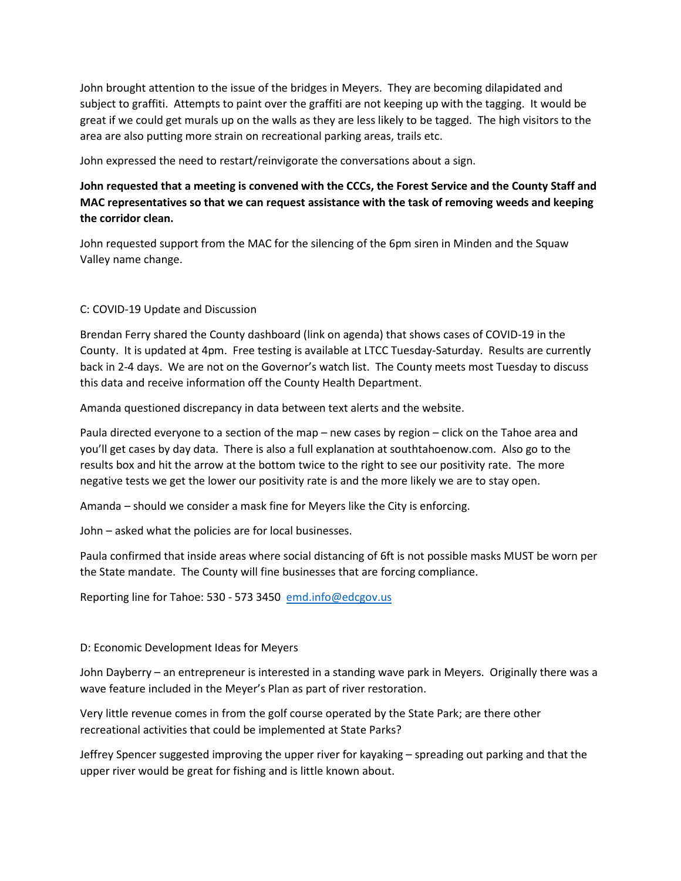John brought attention to the issue of the bridges in Meyers. They are becoming dilapidated and subject to graffiti. Attempts to paint over the graffiti are not keeping up with the tagging. It would be great if we could get murals up on the walls as they are less likely to be tagged. The high visitors to the area are also putting more strain on recreational parking areas, trails etc.

John expressed the need to restart/reinvigorate the conversations about a sign.

**John requested that a meeting is convened with the CCCs, the Forest Service and the County Staff and MAC representatives so that we can request assistance with the task of removing weeds and keeping the corridor clean.**

John requested support from the MAC for the silencing of the 6pm siren in Minden and the Squaw Valley name change.

C: COVID-19 Update and Discussion

Brendan Ferry shared the County dashboard (link on agenda) that shows cases of COVID-19 in the County. It is updated at 4pm. Free testing is available at LTCC Tuesday-Saturday. Results are currently back in 2-4 days. We are not on the Governor's watch list. The County meets most Tuesday to discuss this data and receive information off the County Health Department.

Amanda questioned discrepancy in data between text alerts and the website.

Paula directed everyone to a section of the map – new cases by region – click on the Tahoe area and you'll get cases by day data. There is also a full explanation at southtahoenow.com. Also go to the results box and hit the arrow at the bottom twice to the right to see our positivity rate. The more negative tests we get the lower our positivity rate is and the more likely we are to stay open.

Amanda – should we consider a mask fine for Meyers like the City is enforcing.

John – asked what the policies are for local businesses.

Paula confirmed that inside areas where social distancing of 6ft is not possible masks MUST be worn per the State mandate. The County will fine businesses that are forcing compliance.

Reporting line for Tahoe: 530 - 573 3450 emd.info@edcgov.us

D: Economic Development Ideas for Meyers

John Dayberry – an entrepreneur is interested in a standing wave park in Meyers. Originally there was a wave feature included in the Meyer's Plan as part of river restoration.

Very little revenue comes in from the golf course operated by the State Park; are there other recreational activities that could be implemented at State Parks?

Jeffrey Spencer suggested improving the upper river for kayaking – spreading out parking and that the upper river would be great for fishing and is little known about.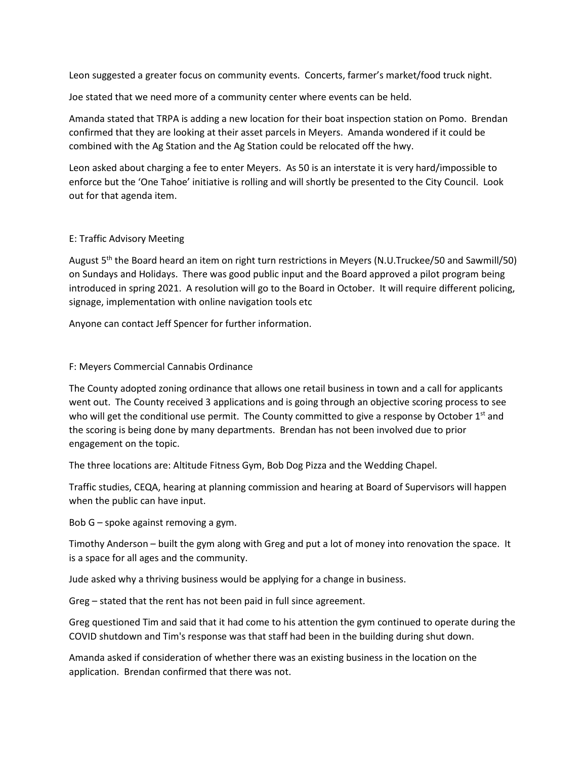Leon suggested a greater focus on community events. Concerts, farmer's market/food truck night.

Joe stated that we need more of a community center where events can be held.

Amanda stated that TRPA is adding a new location for their boat inspection station on Pomo. Brendan confirmed that they are looking at their asset parcels in Meyers. Amanda wondered if it could be combined with the Ag Station and the Ag Station could be relocated off the hwy.

Leon asked about charging a fee to enter Meyers. As 50 is an interstate it is very hard/impossible to enforce but the 'One Tahoe' initiative is rolling and will shortly be presented to the City Council. Look out for that agenda item.

E: Traffic Advisory Meeting

August 5th the Board heard an item on right turn restrictions in Meyers (N.U.Truckee/50 and Sawmill/50) on Sundays and Holidays. There was good public input and the Board approved a pilot program being introduced in spring 2021. A resolution will go to the Board in October. It will require different policing, signage, implementation with online navigation tools etc

Anyone can contact Jeff Spencer for further information.

F: Meyers Commercial Cannabis Ordinance

The County adopted zoning ordinance that allows one retail business in town and a call for applicants went out. The County received 3 applications and is going through an objective scoring process to see who will get the conditional use permit. The County committed to give a response by October 1st and the scoring is being done by many departments. Brendan has not been involved due to prior engagement on the topic.

The three locations are: Altitude Fitness Gym, Bob Dog Pizza and the Wedding Chapel.

Traffic studies, CEQA, hearing at planning commission and hearing at Board of Supervisors will happen when the public can have input.

Bob G – spoke against removing a gym.

Timothy Anderson – built the gym along with Greg and put a lot of money into renovation the space. It is a space for all ages and the community.

Jude asked why a thriving business would be applying for a change in business.

Greg – stated that the rent has not been paid in full since agreement.

Greg questioned Tim and said that it had come to his attention the gym continued to operate during the COVID shutdown and Tim's response was that staff had been in the building during shut down.

Amanda asked if consideration of whether there was an existing business in the location on the application. Brendan confirmed that there was not.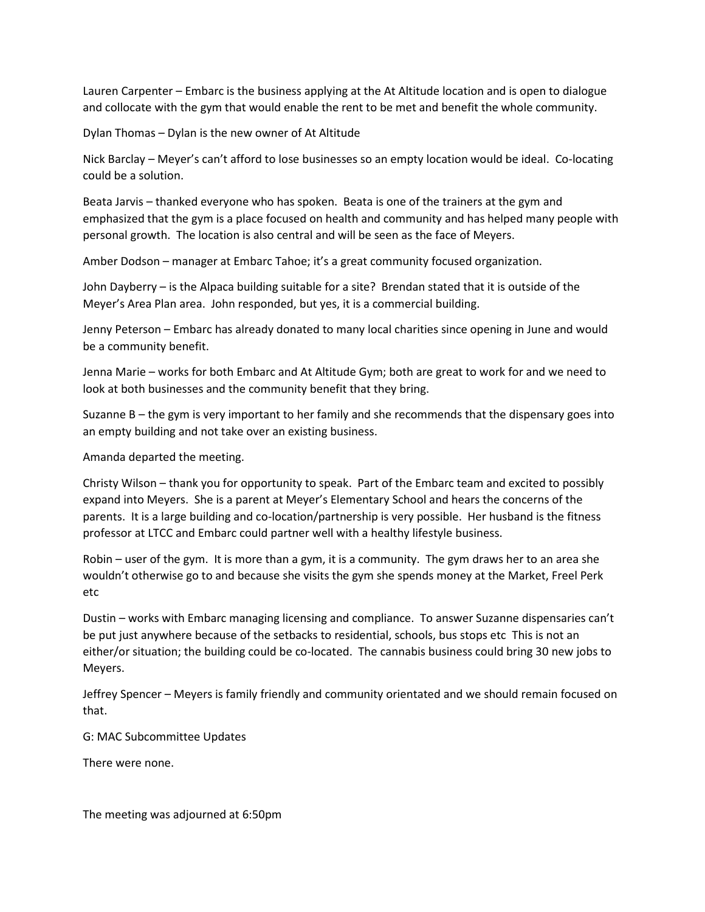Lauren Carpenter – Embarc is the business applying at the At Altitude location and is open to dialogue and collocate with the gym that would enable the rent to be met and benefit the whole community.

Dylan Thomas – Dylan is the new owner of At Altitude

Nick Barclay – Meyer's can't afford to lose businesses so an empty location would be ideal. Co-locating could be a solution.

Beata Jarvis – thanked everyone who has spoken. Beata is one of the trainers at the gym and emphasized that the gym is a place focused on health and community and has helped many people with personal growth. The location is also central and will be seen as the face of Meyers.

Amber Dodson – manager at Embarc Tahoe; it's a great community focused organization.

John Dayberry – is the Alpaca building suitable for a site? Brendan stated that it is outside of the Meyer's Area Plan area. John responded, but yes, it is a commercial building.

Jenny Peterson – Embarc has already donated to many local charities since opening in June and would be a community benefit.

Jenna Marie – works for both Embarc and At Altitude Gym; both are great to work for and we need to look at both businesses and the community benefit that they bring.

Suzanne B – the gym is very important to her family and she recommends that the dispensary goes into an empty building and not take over an existing business.

Amanda departed the meeting.

Christy Wilson – thank you for opportunity to speak. Part of the Embarc team and excited to possibly expand into Meyers. She is a parent at Meyer's Elementary School and hears the concerns of the parents. It is a large building and co-location/partnership is very possible. Her husband is the fitness professor at LTCC and Embarc could partner well with a healthy lifestyle business.

Robin – user of the gym. It is more than a gym, it is a community. The gym draws her to an area she wouldn't otherwise go to and because she visits the gym she spends money at the Market, Freel Perk etc

Dustin – works with Embarc managing licensing and compliance. To answer Suzanne dispensaries can't be put just anywhere because of the setbacks to residential, schools, bus stops etc This is not an either/or situation; the building could be co-located. The cannabis business could bring 30 new jobs to Meyers.

Jeffrey Spencer – Meyers is family friendly and community orientated and we should remain focused on that.

G: MAC Subcommittee Updates

There were none.

The meeting was adjourned at 6:50pm